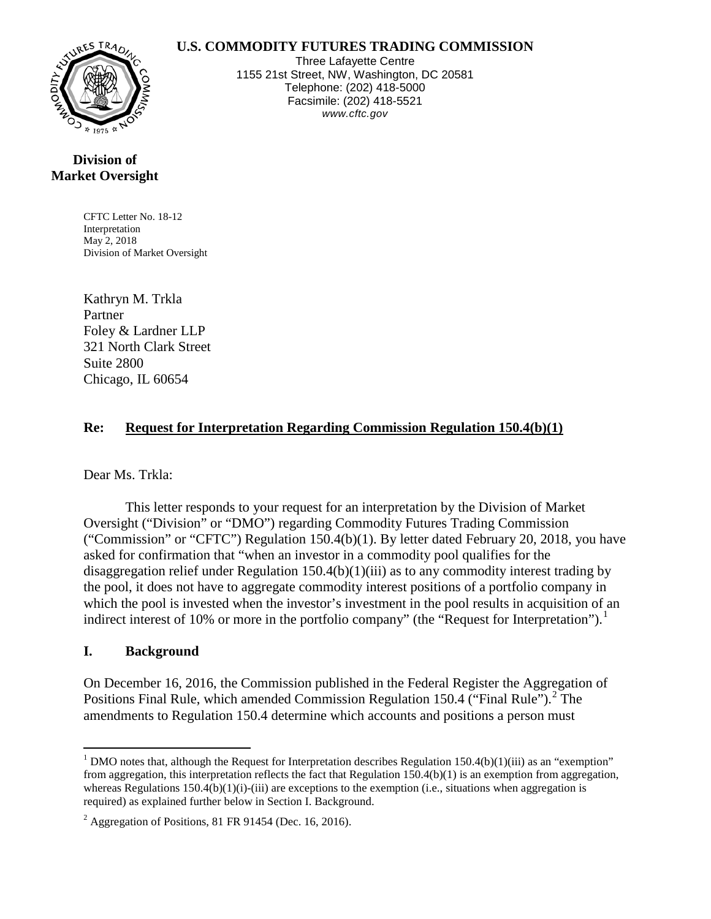**U.S. COMMODITY FUTURES TRADING COMMISSION**

Three Lafayette Centre
1155 21st Street, NW, Washington, DC 20581
Telephone: (202) 418-5000
Facsimile: (202) 418-5521
*www.cftc.gov*

**Division of Market Oversight**

CFTC Letter No. 18-12
Interpretation
May 2, 2018
Division of Market Oversight

Kathryn M. Trkla
Partner
Foley & Lardner LLP
321 North Clark Street
Suite 2800
Chicago, IL 60654

**Re: Request for Interpretation Regarding Commission Regulation 150.4(b)(1)**

Dear Ms. Trkla:

This letter responds to your request for an interpretation by the Division of Market Oversight ("Division" or "DMO") regarding Commodity Futures Trading Commission ("Commission" or "CFTC") Regulation 150.4(b)(1). By letter dated February 20, 2018, you have asked for confirmation that "when an investor in a commodity pool qualifies for the disaggregation relief under Regulation 150.4(b)(1)(iii) as to any commodity interest trading by the pool, it does not have to aggregate commodity interest positions of a portfolio company in which the pool is invested when the investor's investment in the pool results in acquisition of an indirect interest of 10% or more in the portfolio company" (the "Request for Interpretation").[1]

## I. Background

On December 16, 2016, the Commission published in the Federal Register the Aggregation of Positions Final Rule, which amended Commission Regulation 150.4 ("Final Rule").[2] The amendments to Regulation 150.4 determine which accounts and positions a person must

---

[1] DMO notes that, although the Request for Interpretation describes Regulation 150.4(b)(1)(iii) as an "exemption" from aggregation, this interpretation reflects the fact that Regulation 150.4(b)(1) is an exemption from aggregation, whereas Regulations 150.4(b)(1)(i)-(iii) are exceptions to the exemption (i.e., situations when aggregation is required) as explained further below in Section I. Background.

[2] Aggregation of Positions, 81 FR 91454 (Dec. 16, 2016).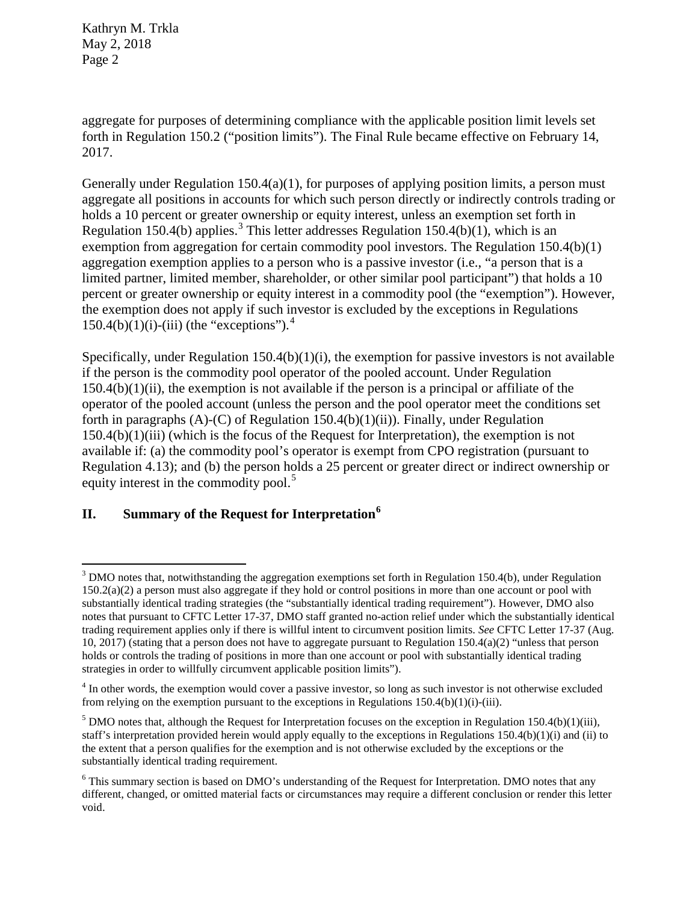aggregate for purposes of determining compliance with the applicable position limit levels set forth in Regulation 150.2 ("position limits"). The Final Rule became effective on February 14, 2017.

Generally under Regulation 150.4(a)(1), for purposes of applying position limits, a person must aggregate all positions in accounts for which such person directly or indirectly controls trading or holds a 10 percent or greater ownership or equity interest, unless an exemption set forth in Regulation 150.4(b) applies.[3] This letter addresses Regulation 150.4(b)(1), which is an exemption from aggregation for certain commodity pool investors. The Regulation 150.4(b)(1) aggregation exemption applies to a person who is a passive investor (i.e., "a person that is a limited partner, limited member, shareholder, or other similar pool participant") that holds a 10 percent or greater ownership or equity interest in a commodity pool (the "exemption"). However, the exemption does not apply if such investor is excluded by the exceptions in Regulations 150.4(b)(1)(i)-(iii) (the "exceptions").[4]

Specifically, under Regulation 150.4(b)(1)(i), the exemption for passive investors is not available if the person is the commodity pool operator of the pooled account. Under Regulation 150.4(b)(1)(ii), the exemption is not available if the person is a principal or affiliate of the operator of the pooled account (unless the person and the pool operator meet the conditions set forth in paragraphs (A)-(C) of Regulation 150.4(b)(1)(ii)). Finally, under Regulation 150.4(b)(1)(iii) (which is the focus of the Request for Interpretation), the exemption is not available if: (a) the commodity pool's operator is exempt from CPO registration (pursuant to Regulation 4.13); and (b) the person holds a 25 percent or greater direct or indirect ownership or equity interest in the commodity pool.[5]

## II. Summary of the Request for Interpretation[6]

---

[3] DMO notes that, notwithstanding the aggregation exemptions set forth in Regulation 150.4(b), under Regulation 150.2(a)(2) a person must also aggregate if they hold or control positions in more than one account or pool with substantially identical trading strategies (the "substantially identical trading requirement"). However, DMO also notes that pursuant to CFTC Letter 17-37, DMO staff granted no-action relief under which the substantially identical trading requirement applies only if there is willful intent to circumvent position limits. *See* CFTC Letter 17-37 (Aug. 10, 2017) (stating that a person does not have to aggregate pursuant to Regulation 150.4(a)(2) "unless that person holds or controls the trading of positions in more than one account or pool with substantially identical trading strategies in order to willfully circumvent applicable position limits").

[4] In other words, the exemption would cover a passive investor, so long as such investor is not otherwise excluded from relying on the exemption pursuant to the exceptions in Regulations 150.4(b)(1)(i)-(iii).

[5] DMO notes that, although the Request for Interpretation focuses on the exception in Regulation 150.4(b)(1)(iii), staff's interpretation provided herein would apply equally to the exceptions in Regulations 150.4(b)(1)(i) and (ii) to the extent that a person qualifies for the exemption and is not otherwise excluded by the exceptions or the substantially identical trading requirement.

[6] This summary section is based on DMO's understanding of the Request for Interpretation. DMO notes that any different, changed, or omitted material facts or circumstances may require a different conclusion or render this letter void.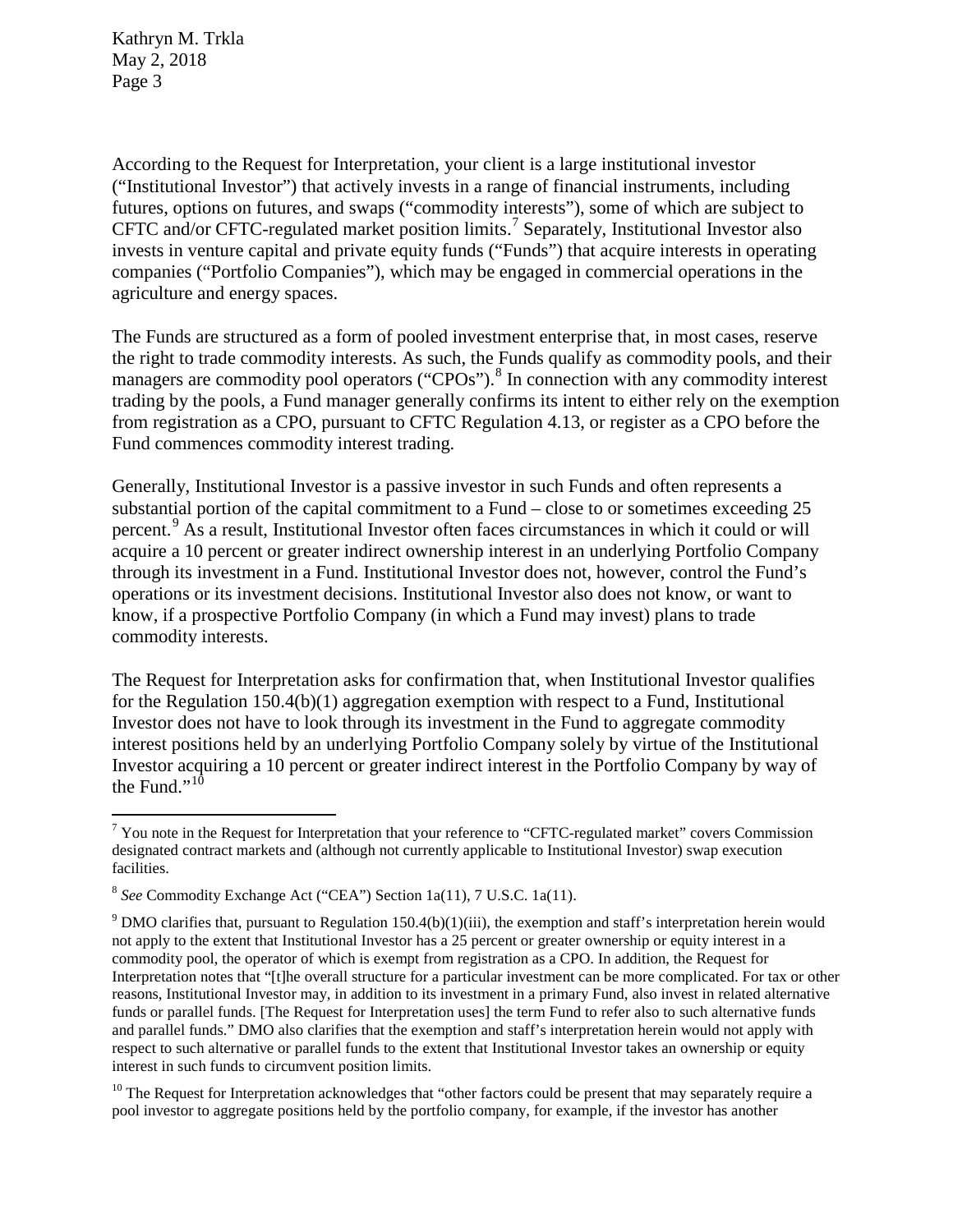According to the Request for Interpretation, your client is a large institutional investor ("Institutional Investor") that actively invests in a range of financial instruments, including futures, options on futures, and swaps ("commodity interests"), some of which are subject to CFTC and/or CFTC-regulated market position limits.[7] Separately, Institutional Investor also invests in venture capital and private equity funds ("Funds") that acquire interests in operating companies ("Portfolio Companies"), which may be engaged in commercial operations in the agriculture and energy spaces.

The Funds are structured as a form of pooled investment enterprise that, in most cases, reserve the right to trade commodity interests. As such, the Funds qualify as commodity pools, and their managers are commodity pool operators ("CPOs").[8] In connection with any commodity interest trading by the pools, a Fund manager generally confirms its intent to either rely on the exemption from registration as a CPO, pursuant to CFTC Regulation 4.13, or register as a CPO before the Fund commences commodity interest trading.

Generally, Institutional Investor is a passive investor in such Funds and often represents a substantial portion of the capital commitment to a Fund – close to or sometimes exceeding 25 percent.[9] As a result, Institutional Investor often faces circumstances in which it could or will acquire a 10 percent or greater indirect ownership interest in an underlying Portfolio Company through its investment in a Fund. Institutional Investor does not, however, control the Fund's operations or its investment decisions. Institutional Investor also does not know, or want to know, if a prospective Portfolio Company (in which a Fund may invest) plans to trade commodity interests.

The Request for Interpretation asks for confirmation that, when Institutional Investor qualifies for the Regulation 150.4(b)(1) aggregation exemption with respect to a Fund, Institutional Investor does not have to look through its investment in the Fund to aggregate commodity interest positions held by an underlying Portfolio Company solely by virtue of the Institutional Investor acquiring a 10 percent or greater indirect interest in the Portfolio Company by way of the Fund."[10]

---

[7] You note in the Request for Interpretation that your reference to "CFTC-regulated market" covers Commission designated contract markets and (although not currently applicable to Institutional Investor) swap execution facilities.

[8] *See* Commodity Exchange Act ("CEA") Section 1a(11), 7 U.S.C. 1a(11).

[9] DMO clarifies that, pursuant to Regulation 150.4(b)(1)(iii), the exemption and staff's interpretation herein would not apply to the extent that Institutional Investor has a 25 percent or greater ownership or equity interest in a commodity pool, the operator of which is exempt from registration as a CPO. In addition, the Request for Interpretation notes that "[t]he overall structure for a particular investment can be more complicated. For tax or other reasons, Institutional Investor may, in addition to its investment in a primary Fund, also invest in related alternative funds or parallel funds. [The Request for Interpretation uses] the term Fund to refer also to such alternative funds and parallel funds." DMO also clarifies that the exemption and staff's interpretation herein would not apply with respect to such alternative or parallel funds to the extent that Institutional Investor takes an ownership or equity interest in such funds to circumvent position limits.

[10] The Request for Interpretation acknowledges that "other factors could be present that may separately require a pool investor to aggregate positions held by the portfolio company, for example, if the investor has another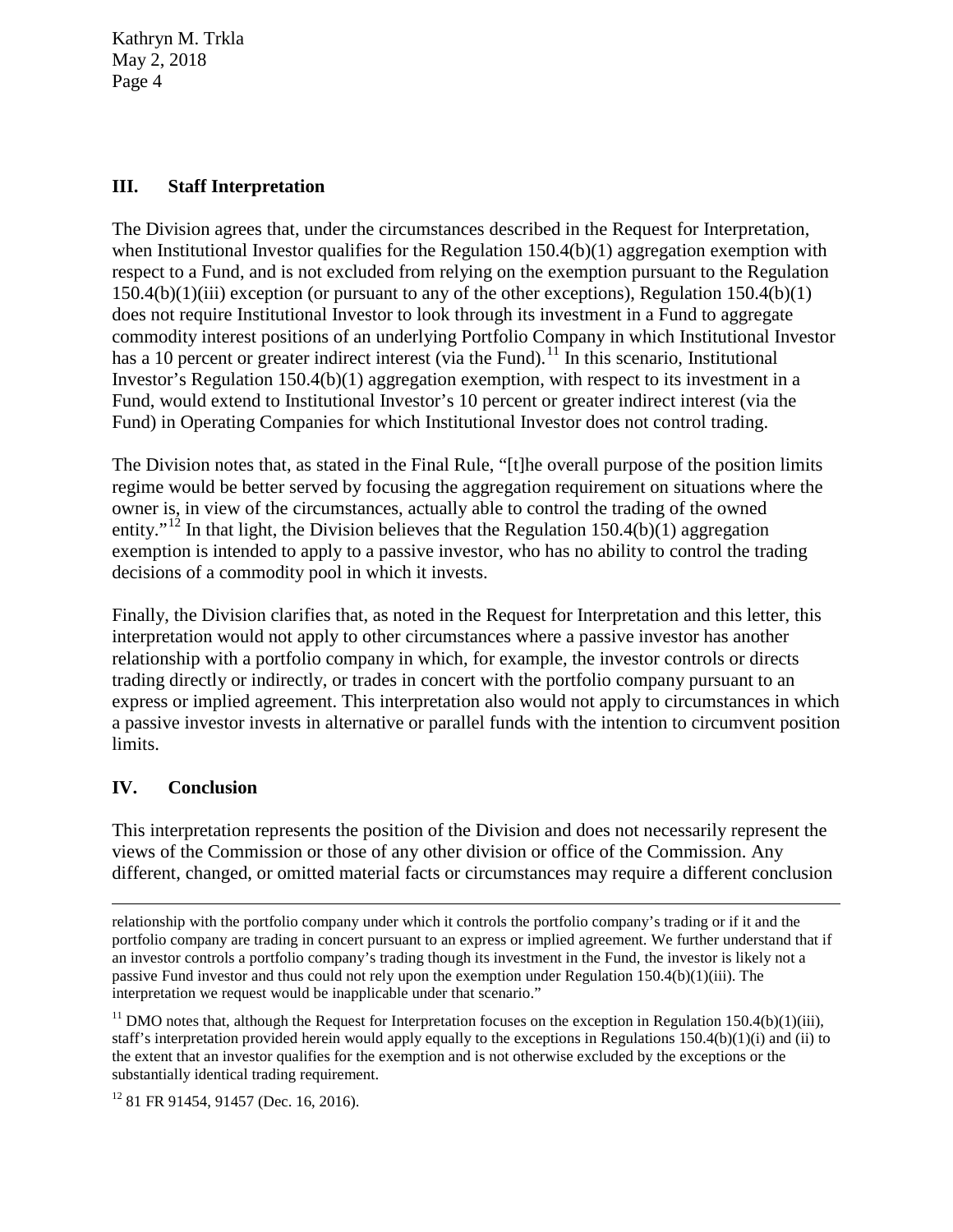## III. Staff Interpretation

The Division agrees that, under the circumstances described in the Request for Interpretation, when Institutional Investor qualifies for the Regulation 150.4(b)(1) aggregation exemption with respect to a Fund, and is not excluded from relying on the exemption pursuant to the Regulation 150.4(b)(1)(iii) exception (or pursuant to any of the other exceptions), Regulation 150.4(b)(1) does not require Institutional Investor to look through its investment in a Fund to aggregate commodity interest positions of an underlying Portfolio Company in which Institutional Investor has a 10 percent or greater indirect interest (via the Fund).[11] In this scenario, Institutional Investor's Regulation 150.4(b)(1) aggregation exemption, with respect to its investment in a Fund, would extend to Institutional Investor's 10 percent or greater indirect interest (via the Fund) in Operating Companies for which Institutional Investor does not control trading.

The Division notes that, as stated in the Final Rule, "[t]he overall purpose of the position limits regime would be better served by focusing the aggregation requirement on situations where the owner is, in view of the circumstances, actually able to control the trading of the owned entity."[12] In that light, the Division believes that the Regulation 150.4(b)(1) aggregation exemption is intended to apply to a passive investor, who has no ability to control the trading decisions of a commodity pool in which it invests.

Finally, the Division clarifies that, as noted in the Request for Interpretation and this letter, this interpretation would not apply to other circumstances where a passive investor has another relationship with a portfolio company in which, for example, the investor controls or directs trading directly or indirectly, or trades in concert with the portfolio company pursuant to an express or implied agreement. This interpretation also would not apply to circumstances in which a passive investor invests in alternative or parallel funds with the intention to circumvent position limits.

## IV. Conclusion

This interpretation represents the position of the Division and does not necessarily represent the views of the Commission or those of any other division or office of the Commission. Any different, changed, or omitted material facts or circumstances may require a different conclusion

---

relationship with the portfolio company under which it controls the portfolio company's trading or if it and the portfolio company are trading in concert pursuant to an express or implied agreement. We further understand that if an investor controls a portfolio company's trading though its investment in the Fund, the investor is likely not a passive Fund investor and thus could not rely upon the exemption under Regulation 150.4(b)(1)(iii). The interpretation we request would be inapplicable under that scenario."

[11] DMO notes that, although the Request for Interpretation focuses on the exception in Regulation 150.4(b)(1)(iii), staff's interpretation provided herein would apply equally to the exceptions in Regulations 150.4(b)(1)(i) and (ii) to the extent that an investor qualifies for the exemption and is not otherwise excluded by the exceptions or the substantially identical trading requirement.

[12] 81 FR 91454, 91457 (Dec. 16, 2016).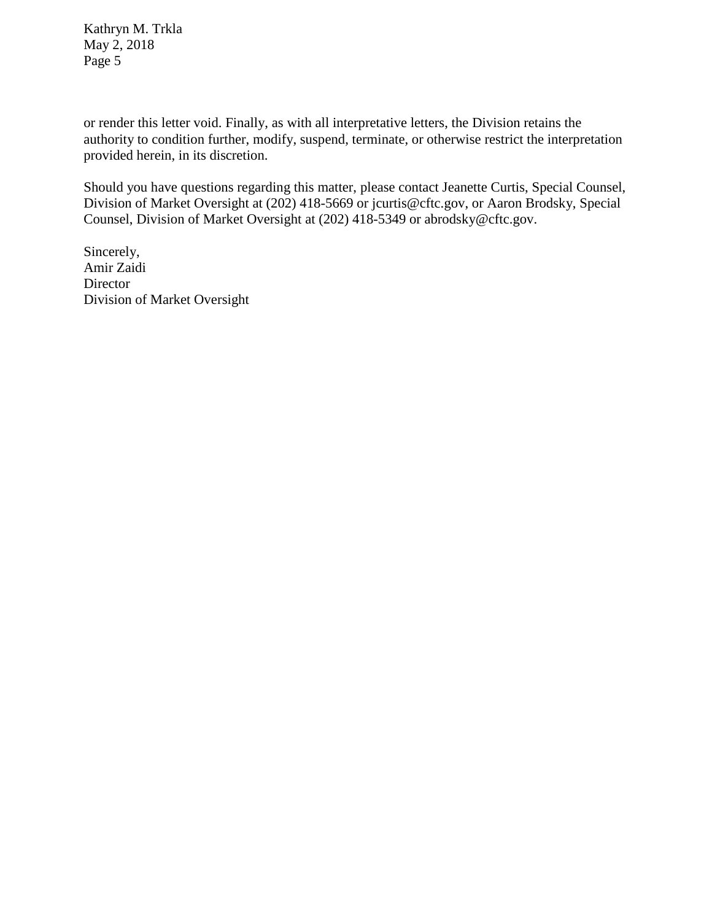or render this letter void. Finally, as with all interpretative letters, the Division retains the authority to condition further, modify, suspend, terminate, or otherwise restrict the interpretation provided herein, in its discretion.

Should you have questions regarding this matter, please contact Jeanette Curtis, Special Counsel, Division of Market Oversight at (202) 418-5669 or jcurtis@cftc.gov, or Aaron Brodsky, Special Counsel, Division of Market Oversight at (202) 418-5349 or abrodsky@cftc.gov.

Sincerely,
Amir Zaidi
Director
Division of Market Oversight